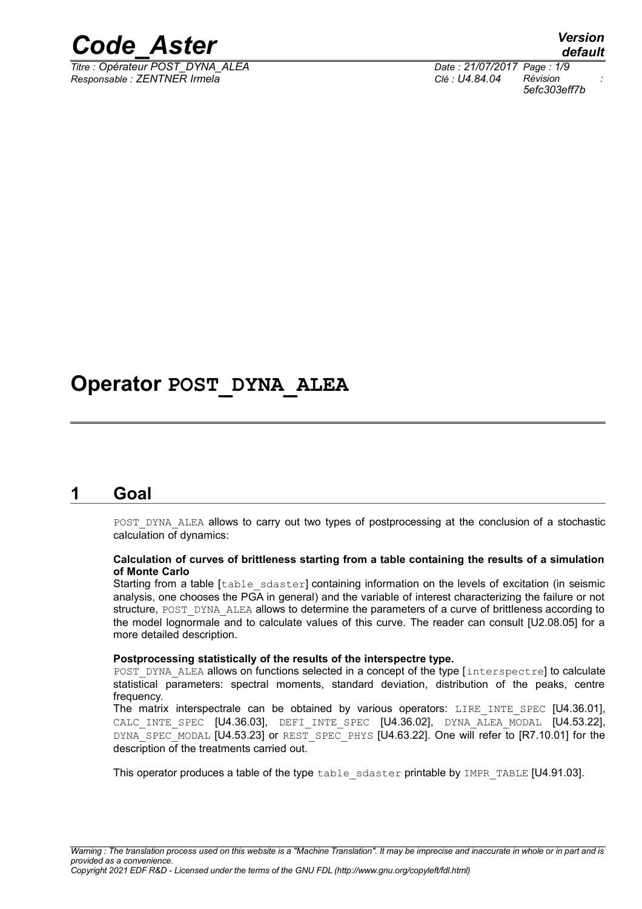# Operator POST_DYNA_ALEA

## 1 Goal

POST_DYNA_ALEA allows to carry out two types of postprocessing at the conclusion of a stochastic calculation of dynamics:

**Calculation of curves of brittleness starting from a table containing the results of a simulation of Monte Carlo**

Starting from a table [table_sdaster] containing information on the levels of excitation (in seismic analysis, one chooses the PGA in general) and the variable of interest characterizing the failure or not structure, POST_DYNA_ALEA allows to determine the parameters of a curve of brittleness according to the model lognormale and to calculate values of this curve. The reader can consult [U2.08.05] for a more detailed description.

**Postprocessing statistically of the results of the interspectre type.**

POST_DYNA_ALEA allows on functions selected in a concept of the type [interspectre] to calculate statistical parameters: spectral moments, standard deviation, distribution of the peaks, centre frequency.

The matrix interspectrale can be obtained by various operators: LIRE_INTE_SPEC [U4.36.01], CALC_INTE_SPEC [U4.36.03], DEFI_INTE_SPEC [U4.36.02], DYNA_ALEA_MODAL [U4.53.22], DYNA_SPEC_MODAL [U4.53.23] or REST_SPEC_PHYS [U4.63.22]. One will refer to [R7.10.01] for the description of the treatments carried out.

This operator produces a table of the type table_sdaster printable by IMPR_TABLE [U4.91.03].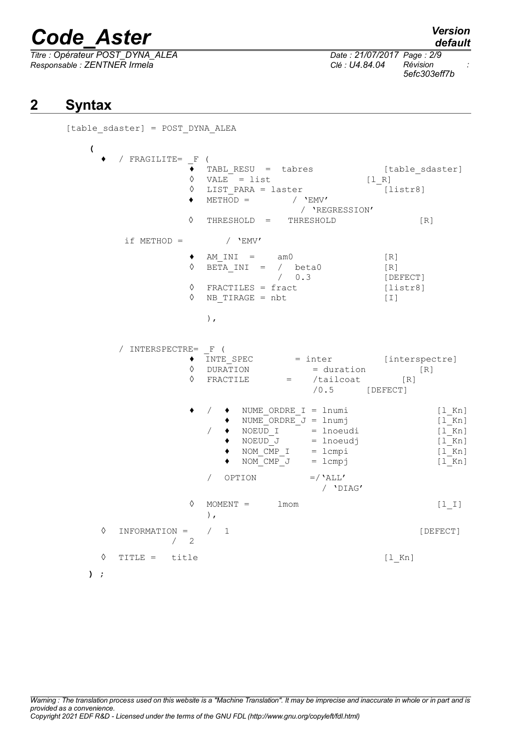## 2 Syntax

```
[table_sdaster] = POST_DYNA_ALEA

   (
    ♦  / FRAGILITE= _F (
                   ♦  TABL_RESU  =  tabres              [table_sdaster]
                   ◊  VALE  = list                   [l_R]
                   ◊  LIST_PARA = laster                [listr8]
                   ♦  METHOD =        / 'EMV'
                                        / 'REGRESSION'
                   ◊  THRESHOLD  =   THRESHOLD                  [R]

         if METHOD =        / 'EMV'

                   ♦  AM_INI  =     am0                 [R]
                   ◊  BETA_INI  =  /  beta0             [R]
                                   /  0.3               [DEFECT]
                   ◊  FRACTILES = fract                 [listr8]
                   ◊  NB_TIRAGE = nbt                   [I]

                      ),


       / INTERSPECTRE= _F (
                   ♦  INTE_SPEC        = inter          [interspectre]
                   ◊  DURATION            = duration          [R]
                   ◊  FRACTILE       =    /tailcoat        [R]
                                          /0.5      [DEFECT]

                   ♦  /  ♦  NUME_ORDRE_I = lnumi                  [l_Kn]
                         ♦  NUME_ORDRE_J = lnumj                  [l_Kn]
                      /  ♦  NOEUD_I      = lnoeudi                [l_Kn]
                         ♦  NOEUD_J      = lnoeudj                [l_Kn]
                         ♦  NOM_CMP_I    = lcmpi                  [l_Kn]
                         ♦  NOM_CMP_J    = lcmpj                  [l_Kn]

                      /  OPTION          =/'ALL'
                                           / 'DIAG'

                   ◊  MOMENT =      lmom                        [l_I]
                      ),

    ◊  INFORMATION =   /  1                                [DEFECT]
                  /  2

    ◊  TITLE =   title                               [l_Kn]

   ) ;
```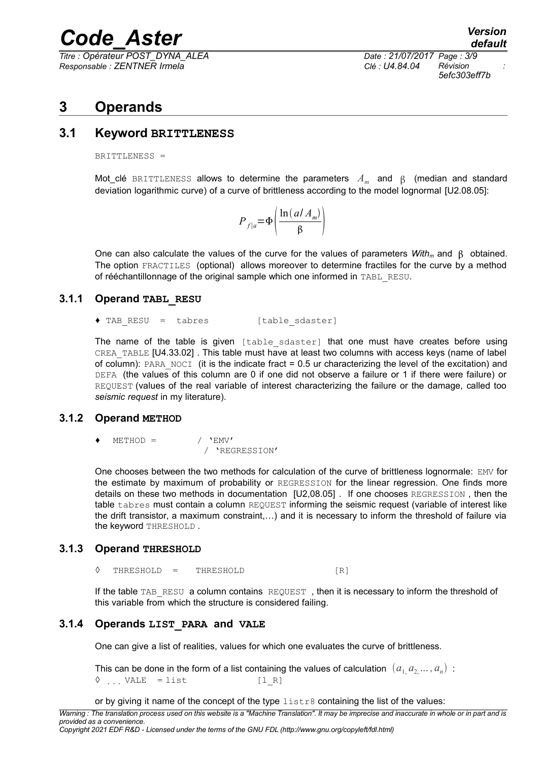# 3 Operands

## 3.1 Keyword BRITTLENESS

```
BRITTLENESS =
```

Mot_clé BRITTLENESS allows to determine the parameters $A_m$ and $\beta$ (median and standard deviation logarithmic curve) of a curve of brittleness according to the model lognormal [U2.08.05]:

$$P_{f|a}=\Phi\left(\frac{\ln(a/A_m)}{\beta}\right)$$

One can also calculate the values of the curve for the values of parameters *With$_m$* and $\beta$ obtained. The option FRACTILES (optional) allows moreover to determine fractiles for the curve by a method of rééchantillonnage of the original sample which one informed in TABL_RESU.

### 3.1.1 Operand TABL_RESU

```
♦ TAB_RESU  =  tabres          [table_sdaster]
```

The name of the table is given [table_sdaster] that one must have creates before using CREA_TABLE [U4.33.02] . This table must have at least two columns with access keys (name of label of column): PARA_NOCI (it is the indicate fract = 0.5 ur characterizing the level of the excitation) and DEFA (the values of this column are 0 if one did not observe a failure or 1 if there were failure) or REQUEST (values of the real variable of interest characterizing the failure or the damage, called too *seismic request* in my literature).

### 3.1.2 Operand METHOD

```
♦   METHOD =          / 'EMV'
                      / 'REGRESSION'
```

One chooses between the two methods for calculation of the curve of brittleness lognormale: EMV for the estimate by maximum of probability or REGRESSION for the linear regression. One finds more details on these two methods in documentation [U2,08.05] . If one chooses REGRESSION , then the table tabres must contain a column REQUEST informing the seismic request (variable of interest like the drift transistor, a maximum constraint,…) and it is necessary to inform the threshold of failure via the keyword THRESHOLD .

### 3.1.3 Operand THRESHOLD

```
◊   THRESHOLD  =   THRESHOLD                  [R]
```

If the table TAB_RESU a column contains REQUEST , then it is necessary to inform the threshold of this variable from which the structure is considered failing.

### 3.1.4 Operands LIST_PARA and VALE

One can give a list of realities, values for which one evaluates the curve of brittleness.

This can be done in the form of a list containing the values of calculation $(a_1, a_2, \ldots, a_n)$ :

```
◊ ... VALE  = list              [l_R]
```

or by giving it name of the concept of the type listr8 containing the list of the values: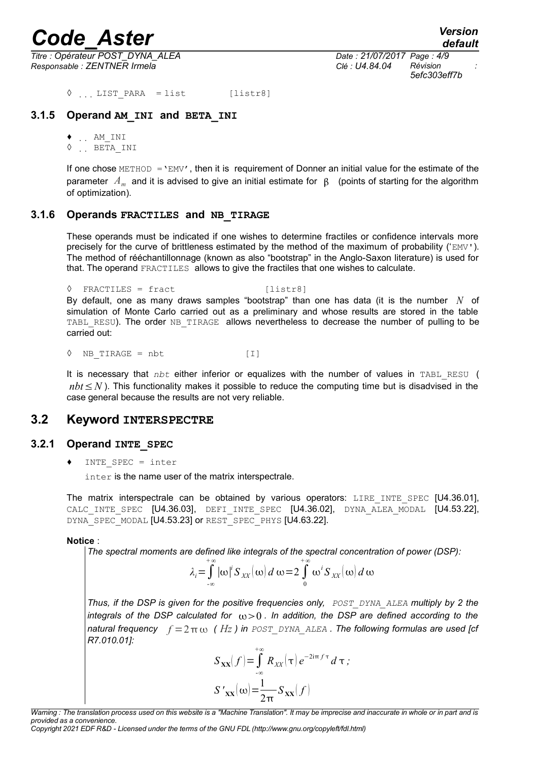◊ ... LIST_PARA = list [listr8]

### 3.1.5 Operand AM_INI and BETA_INI

♦ .. AM_INI
◊ .. BETA_INI

If one chose METHOD ='EMV', then it is requirement of Donner an initial value for the estimate of the parameter $A_m$ and it is advised to give an initial estimate for $\beta$ (points of starting for the algorithm of optimization).

### 3.1.6 Operands FRACTILES and NB_TIRAGE

These operands must be indicated if one wishes to determine fractiles or confidence intervals more precisely for the curve of brittleness estimated by the method of the maximum of probability ('EMV'). The method of rééchantillonnage (known as also "bootstrap" in the Anglo-Saxon literature) is used for that. The operand FRACTILES allows to give the fractiles that one wishes to calculate.

◊ FRACTILES = fract [listr8]

By default, one as many draws samples "bootstrap" than one has data (it is the number $N$ of simulation of Monte Carlo carried out as a preliminary and whose results are stored in the table TABL_RESU). The order NB_TIRAGE allows nevertheless to decrease the number of pulling to be carried out:

◊ NB_TIRAGE = nbt [I]

It is necessary that *nbt* either inferior or equalizes with the number of values in TABL_RESU ( $nbt \leq N$ ). This functionality makes it possible to reduce the computing time but is disadvised in the case general because the results are not very reliable.

## 3.2 Keyword INTERSPECTRE

### 3.2.1 Operand INTE_SPEC

♦ INTE_SPEC = inter

inter is the name user of the matrix interspectrale.

The matrix interspectrale can be obtained by various operators: LIRE_INTE_SPEC [U4.36.01], CALC_INTE_SPEC [U4.36.03], DEFI_INTE_SPEC [U4.36.02], DYNA_ALEA_MODAL [U4.53.22], DYNA_SPEC_MODAL [U4.53.23] or REST_SPEC_PHYS [U4.63.22].

**Notice** :

*The spectral moments are defined like integrals of the spectral concentration of power (DSP):*

$$\lambda_i = \int_{-\infty}^{+\infty} |\omega|^i S_{XX}(\omega)\, d\omega = 2\int_{0}^{+\infty} \omega^i S_{XX}(\omega)\, d\omega$$

*Thus, if the DSP is given for the positive frequencies only, POST_DYNA_ALEA multiply by 2 the integrals of the DSP calculated for $\omega > 0$. In addition, the DSP are defined according to the natural frequency $f = 2\pi\omega$ ( $Hz$ ) in POST_DYNA_ALEA. The following formulas are used [cf R7.010.01]:*

$$S_{\mathbf{XX}}(f) = \int_{-\infty}^{+\infty} R_{XX}(\tau)\, e^{-2i\pi f \tau}\, d\tau \,;$$

$$S'_{\mathbf{XX}}(\omega) = \frac{1}{2\pi} S_{\mathbf{XX}}(f)$$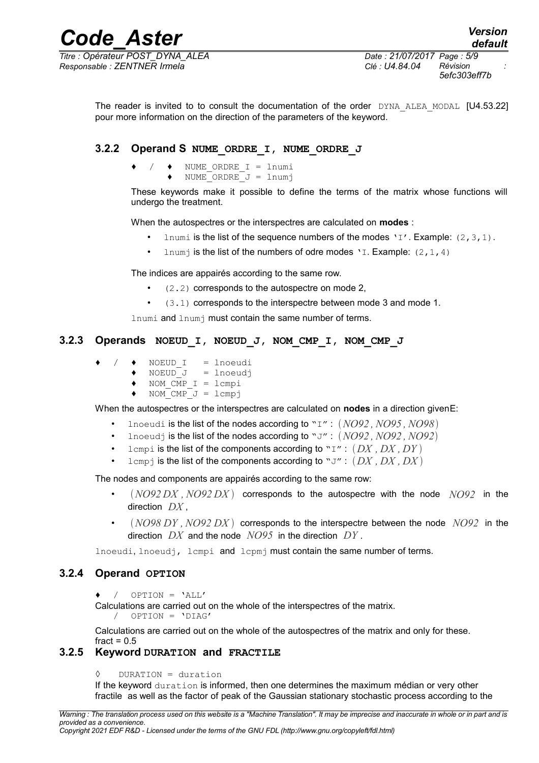The reader is invited to to consult the documentation of the order DYNA_ALEA_MODAL [U4.53.22] pour more information on the direction of the parameters of the keyword.

### 3.2.2 Operand S NUME_ORDRE_I, NUME_ORDRE_J

```
♦  /  ♦  NUME_ORDRE_I = lnumi
      ♦  NUME_ORDRE_J = lnumj
```

These keywords make it possible to define the terms of the matrix whose functions will undergo the treatment.

When the autospectres or the interspectres are calculated on **modes** :

- lnumi is the list of the sequence numbers of the modes 'I'. Example: (2,3,1).
- lnumj is the list of the numbers of odre modes 'I. Example: (2,1,4)

The indices are appairés according to the same row.

- (2.2) corresponds to the autospectre on mode 2,
- (3.1) corresponds to the interspectre between mode 3 and mode 1.

lnumi and lnumj must contain the same number of terms.

### 3.2.3 Operands NOEUD_I, NOEUD_J, NOM_CMP_I, NOM_CMP_J

```
♦  /  ♦  NOEUD_I   = lnoeudi
      ♦  NOEUD_J   = lnoeudj
      ♦  NOM_CMP_I = lcmpi
      ♦  NOM_CMP_J = lcmpj
```

When the autospectres or the interspectres are calculated on **nodes** in a direction givenE:

- lnoeudi is the list of the nodes according to "I" : $(NO92, NO95, NO98)$
- lnoeudj is the list of the nodes according to "J" : $(NO92, NO92, NO92)$
- lcmpi is the list of the components according to "I" : $(DX, DX, DY)$
- lcmpj is the list of the components according to "J" : $(DX, DX, DX)$

The nodes and components are appairés according to the same row:

- $(NO92\, DX, NO92\, DX)$ corresponds to the autospectre with the node $NO92$ in the direction $DX$,
- $(NO98\, DY, NO92\, DX)$ corresponds to the interspectre between the node $NO92$ in the direction $DX$ and the node $NO95$ in the direction $DY$.

lnoeudi, lnoeudj, lcmpi and lcpmj must contain the same number of terms.

### 3.2.4 Operand OPTION

```
♦  /  OPTION = 'ALL'
```

Calculations are carried out on the whole of the interspectres of the matrix.

```
   /  OPTION = 'DIAG'
```

Calculations are carried out on the whole of the autospectres of the matrix and only for these.
fract = 0.5

### 3.2.5 Keyword DURATION and FRACTILE

```
◊  DURATION = duration
```

If the keyword duration is informed, then one determines the maximum médian or very other fractile as well as the factor of peak of the Gaussian stationary stochastic process according to the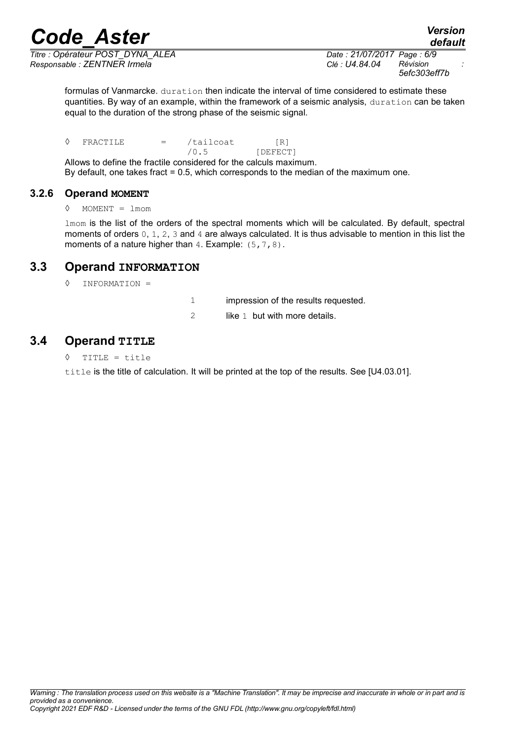formulas of Vanmarcke. `duration` then indicate the interval of time considered to estimate these quantities. By way of an example, within the framework of a seismic analysis, `duration` can be taken equal to the duration of the strong phase of the seismic signal.

```
◊  FRACTILE     =   /tailcoat      [R]
                    /0.5         [DEFECT]
```

Allows to define the fractile considered for the calculs maximum.
By default, one takes fract = 0.5, which corresponds to the median of the maximum one.

### 3.2.6 Operand MOMENT

```
◊  MOMENT = lmom
```

`lmom` is the list of the orders of the spectral moments which will be calculated. By default, spectral moments of orders 0, 1, 2, 3 and 4 are always calculated. It is thus advisable to mention in this list the moments of a nature higher than 4. Example: (5,7,8).

## 3.3 Operand INFORMATION

```
◊  INFORMATION =
```

- 1 impression of the results requested.
- 2 like 1 but with more details.

## 3.4 Operand TITLE

```
◊  TITLE = title
```

`title` is the title of calculation. It will be printed at the top of the results. See [U4.03.01].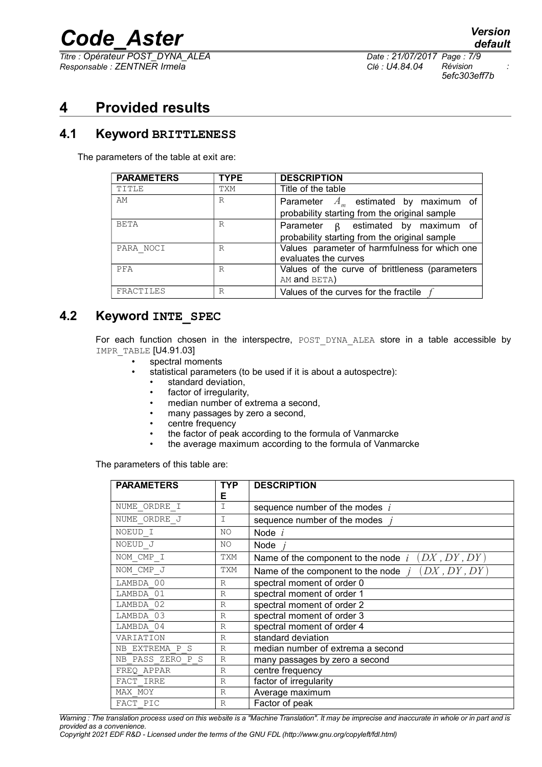# 4 Provided results

## 4.1 Keyword BRITTLENESS

The parameters of the table at exit are:

| PARAMETERS | TYPE | DESCRIPTION |
|---|---|---|
| TITLE | TXM | Title of the table |
| AM | R | Parameter $A_m$ estimated by maximum of probability starting from the original sample |
| BETA | R | Parameter $\beta$ estimated by maximum of probability starting from the original sample |
| PARA_NOCI | R | Values parameter of harmfulness for which one evaluates the curves |
| PFA | R | Values of the curve of brittleness (parameters AM and BETA) |
| FRACTILES | R | Values of the curves for the fractile $f$ |

## 4.2 Keyword INTE_SPEC

For each function chosen in the interspectre, POST_DYNA_ALEA store in a table accessible by IMPR_TABLE [U4.91.03]

- spectral moments
- statistical parameters (to be used if it is about a autospectre):
  - standard deviation,
  - factor of irregularity,
  - median number of extrema a second,
  - many passages by zero a second,
  - centre frequency
  - the factor of peak according to the formula of Vanmarcke
  - the average maximum according to the formula of Vanmarcke

The parameters of this table are:

| PARAMETERS | TYPE | DESCRIPTION |
|---|---|---|
| NUME_ORDRE_I | I | sequence number of the modes $i$ |
| NUME_ORDRE_J | I | sequence number of the modes $j$ |
| NOEUD_I | NO | Node $i$ |
| NOEUD_J | NO | Node $j$ |
| NOM_CMP_I | TXM | Name of the component to the node $i$ $(DX, DY, DY)$ |
| NOM_CMP_J | TXM | Name of the component to the node $j$ $(DX, DY, DY)$ |
| LAMBDA_00 | R | spectral moment of order 0 |
| LAMBDA_01 | R | spectral moment of order 1 |
| LAMBDA_02 | R | spectral moment of order 2 |
| LAMBDA_03 | R | spectral moment of order 3 |
| LAMBDA_04 | R | spectral moment of order 4 |
| VARIATION | R | standard deviation |
| NB_EXTREMA_P_S | R | median number of extrema a second |
| NB_PASS_ZERO_P_S | R | many passages by zero a second |
| FREQ_APPAR | R | centre frequency |
| FACT_IRRE | R | factor of irregularity |
| MAX_MOY | R | Average maximum |
| FACT_PIC | R | Factor of peak |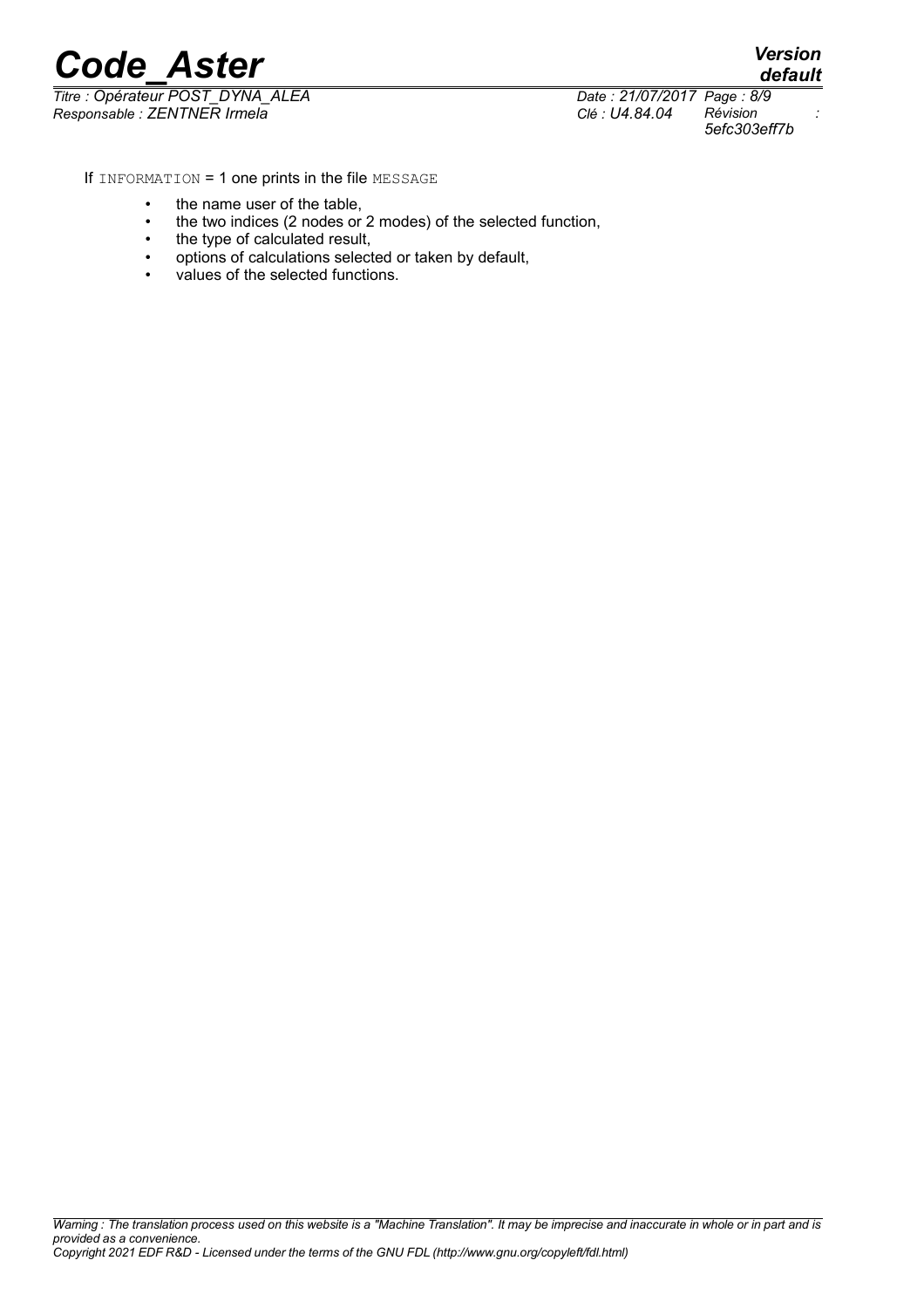If `INFORMATION` = 1 one prints in the file `MESSAGE`

- the name user of the table,
- the two indices (2 nodes or 2 modes) of the selected function,
- the type of calculated result,
- options of calculations selected or taken by default,
- values of the selected functions.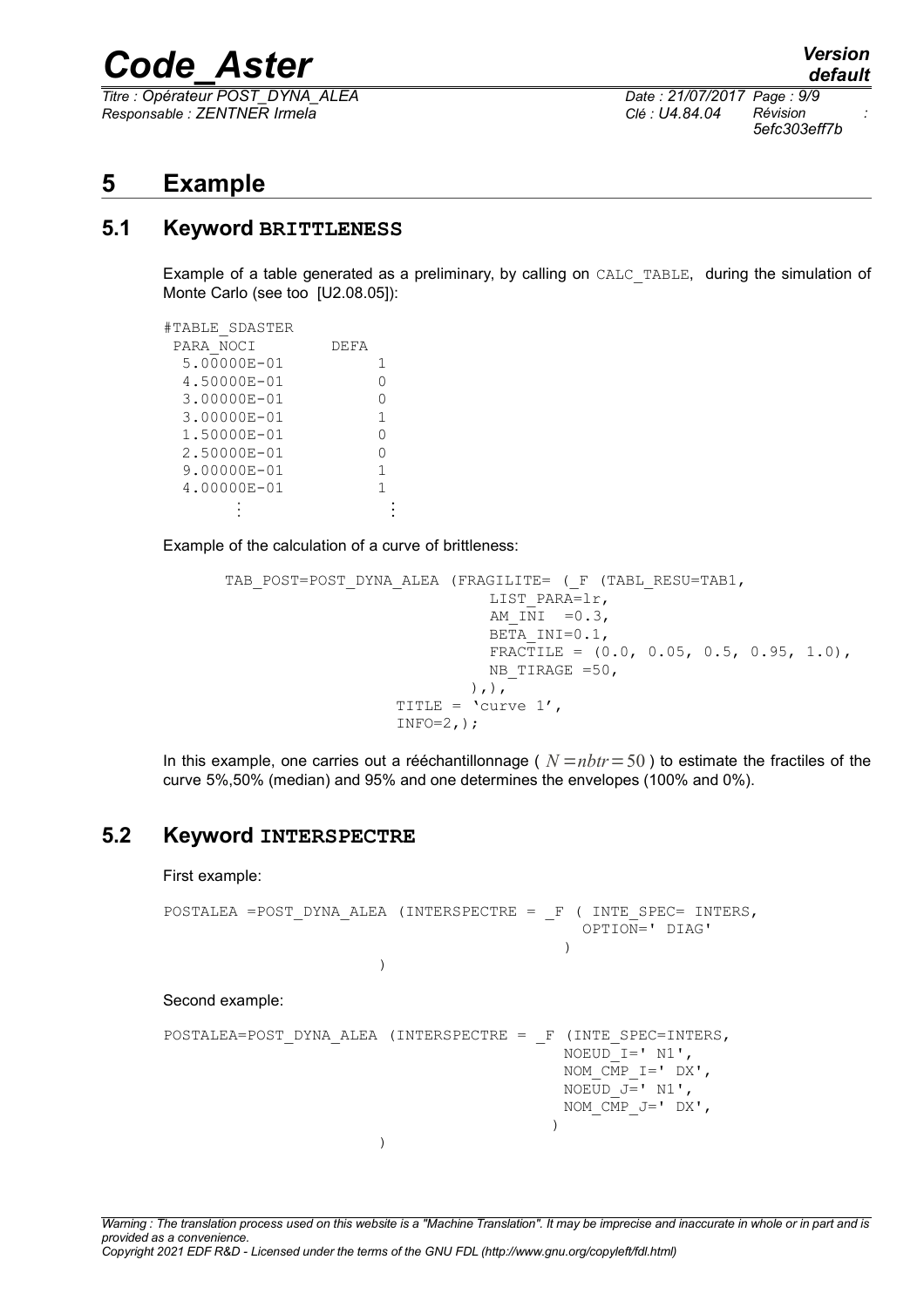# 5 Example

## 5.1 Keyword BRITTLENESS

Example of a table generated as a preliminary, by calling on CALC_TABLE, during the simulation of Monte Carlo (see too [U2.08.05]):

```
#TABLE_SDASTER
 PARA_NOCI        DEFA
  5.00000E-01        1
  4.50000E-01        0
  3.00000E-01        0
  3.00000E-01        1
  1.50000E-01        0
  2.50000E-01        0
  9.00000E-01        1
  4.00000E-01        1
       ⋮              ⋮
```

Example of the calculation of a curve of brittleness:

```
TAB_POST=POST_DYNA_ALEA (FRAGILITE= (_F (TABL_RESU=TAB1,
                              LIST_PARA=lr,
                              AM_INI  =0.3,
                              BETA_INI=0.1,
                              FRACTILE = (0.0, 0.05, 0.5, 0.95, 1.0),
                              NB_TIRAGE =50,
                            ),),
                      TITLE = 'curve 1',
                      INFO=2,);
```

In this example, one carries out a rééchantillonnage ( $N=nbtr=50$ ) to estimate the fractiles of the curve 5%,50% (median) and 95% and one determines the envelopes (100% and 0%).

## 5.2 Keyword INTERSPECTRE

First example:

```
POSTALEA =POST_DYNA_ALEA (INTERSPECTRE = _F ( INTE_SPEC= INTERS,
                                              OPTION=' DIAG'
                                            )
                         )
```

Second example:

```
POSTALEA=POST_DYNA_ALEA (INTERSPECTRE = _F (INTE_SPEC=INTERS,
                                            NOEUD_I=' N1',
                                            NOM_CMP_I=' DX',
                                            NOEUD_J=' N1',
                                            NOM_CMP_J=' DX',
                                           )
                        )
```